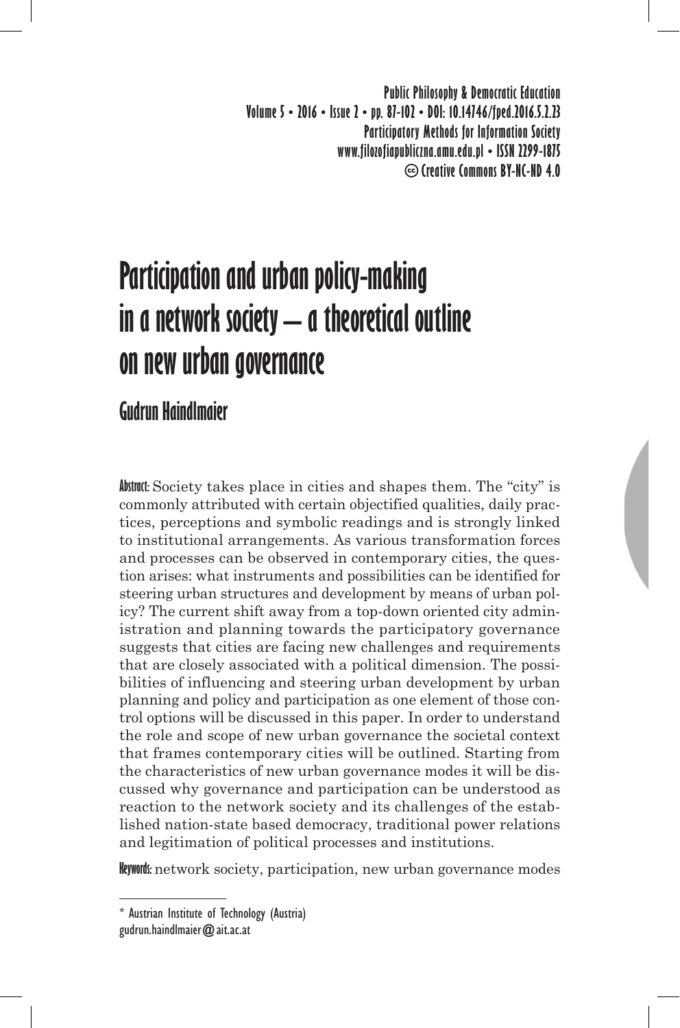# Participation and urban policy-making in a network society – a theoretical outline on new urban governance

## Gudrun Haindlmaier

**Abstract:** Society takes place in cities and shapes them. The "city" is commonly attributed with certain objectified qualities, daily practices, perceptions and symbolic readings and is strongly linked to institutional arrangements. As various transformation forces and processes can be observed in contemporary cities, the question arises: what instruments and possibilities can be identified for steering urban structures and development by means of urban policy? The current shift away from a top-down oriented city administration and planning towards the participatory governance suggests that cities are facing new challenges and requirements that are closely associated with a political dimension. The possibilities of influencing and steering urban development by urban planning and policy and participation as one element of those control options will be discussed in this paper. In order to understand the role and scope of new urban governance the societal context that frames contemporary cities will be outlined. Starting from the characteristics of new urban governance modes it will be discussed why governance and participation can be understood as reaction to the network society and its challenges of the established nation-state based democracy, traditional power relations and legitimation of political processes and institutions.

**Keywords:** network society, participation, new urban governance modes

---

\* Austrian Institute of Technology (Austria)
gudrun.haindlmaier@ait.ac.at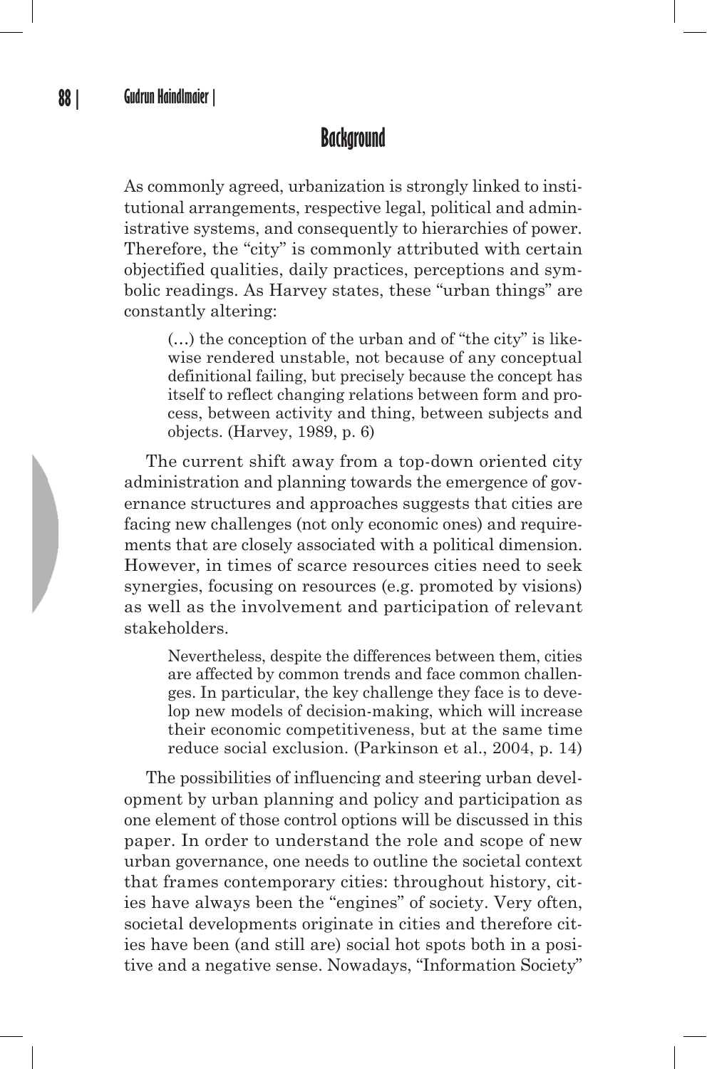## Background

As commonly agreed, urbanization is strongly linked to institutional arrangements, respective legal, political and administrative systems, and consequently to hierarchies of power. Therefore, the "city" is commonly attributed with certain objectified qualities, daily practices, perceptions and symbolic readings. As Harvey states, these "urban things" are constantly altering:

> (…) the conception of the urban and of "the city" is likewise rendered unstable, not because of any conceptual definitional failing, but precisely because the concept has itself to reflect changing relations between form and process, between activity and thing, between subjects and objects. (Harvey, 1989, p. 6)

The current shift away from a top-down oriented city administration and planning towards the emergence of governance structures and approaches suggests that cities are facing new challenges (not only economic ones) and requirements that are closely associated with a political dimension. However, in times of scarce resources cities need to seek synergies, focusing on resources (e.g. promoted by visions) as well as the involvement and participation of relevant stakeholders.

> Nevertheless, despite the differences between them, cities are affected by common trends and face common challenges. In particular, the key challenge they face is to develop new models of decision-making, which will increase their economic competitiveness, but at the same time reduce social exclusion. (Parkinson et al., 2004, p. 14)

The possibilities of influencing and steering urban development by urban planning and policy and participation as one element of those control options will be discussed in this paper. In order to understand the role and scope of new urban governance, one needs to outline the societal context that frames contemporary cities: throughout history, cities have always been the "engines" of society. Very often, societal developments originate in cities and therefore cities have been (and still are) social hot spots both in a positive and a negative sense. Nowadays, "Information Society"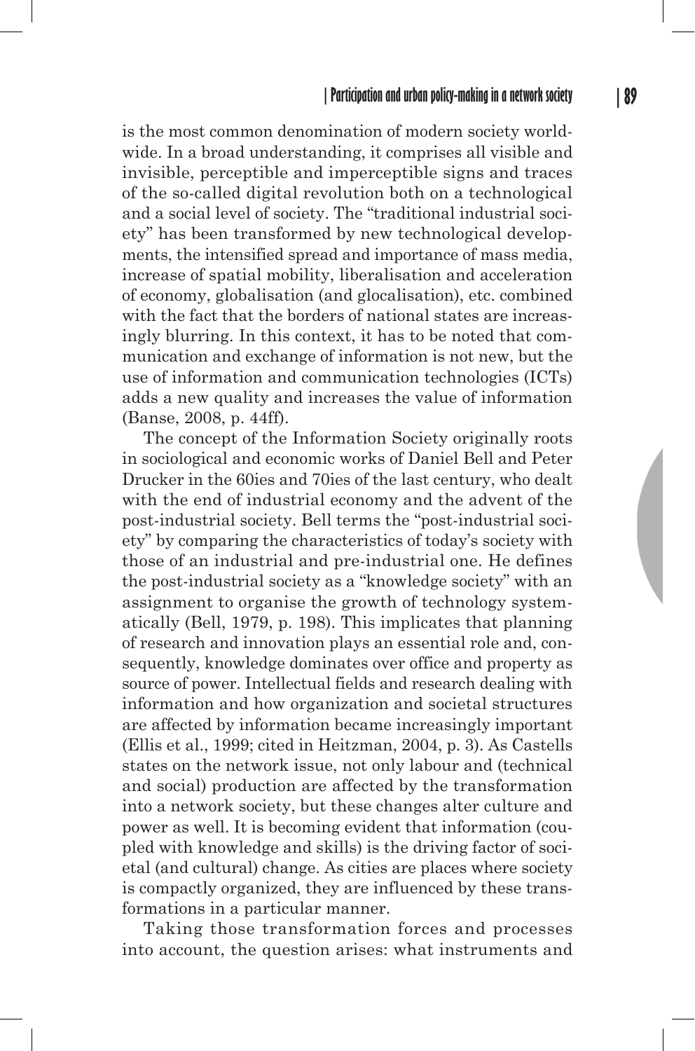is the most common denomination of modern society worldwide. In a broad understanding, it comprises all visible and invisible, perceptible and imperceptible signs and traces of the so-called digital revolution both on a technological and a social level of society. The "traditional industrial society" has been transformed by new technological developments, the intensified spread and importance of mass media, increase of spatial mobility, liberalisation and acceleration of economy, globalisation (and glocalisation), etc. combined with the fact that the borders of national states are increasingly blurring. In this context, it has to be noted that communication and exchange of information is not new, but the use of information and communication technologies (ICTs) adds a new quality and increases the value of information (Banse, 2008, p. 44ff).

The concept of the Information Society originally roots in sociological and economic works of Daniel Bell and Peter Drucker in the 60ies and 70ies of the last century, who dealt with the end of industrial economy and the advent of the post-industrial society. Bell terms the "post-industrial society" by comparing the characteristics of today's society with those of an industrial and pre-industrial one. He defines the post-industrial society as a "knowledge society" with an assignment to organise the growth of technology systematically (Bell, 1979, p. 198). This implicates that planning of research and innovation plays an essential role and, consequently, knowledge dominates over office and property as source of power. Intellectual fields and research dealing with information and how organization and societal structures are affected by information became increasingly important (Ellis et al., 1999; cited in Heitzman, 2004, p. 3). As Castells states on the network issue, not only labour and (technical and social) production are affected by the transformation into a network society, but these changes alter culture and power as well. It is becoming evident that information (coupled with knowledge and skills) is the driving factor of societal (and cultural) change. As cities are places where society is compactly organized, they are influenced by these transformations in a particular manner.

Taking those transformation forces and processes into account, the question arises: what instruments and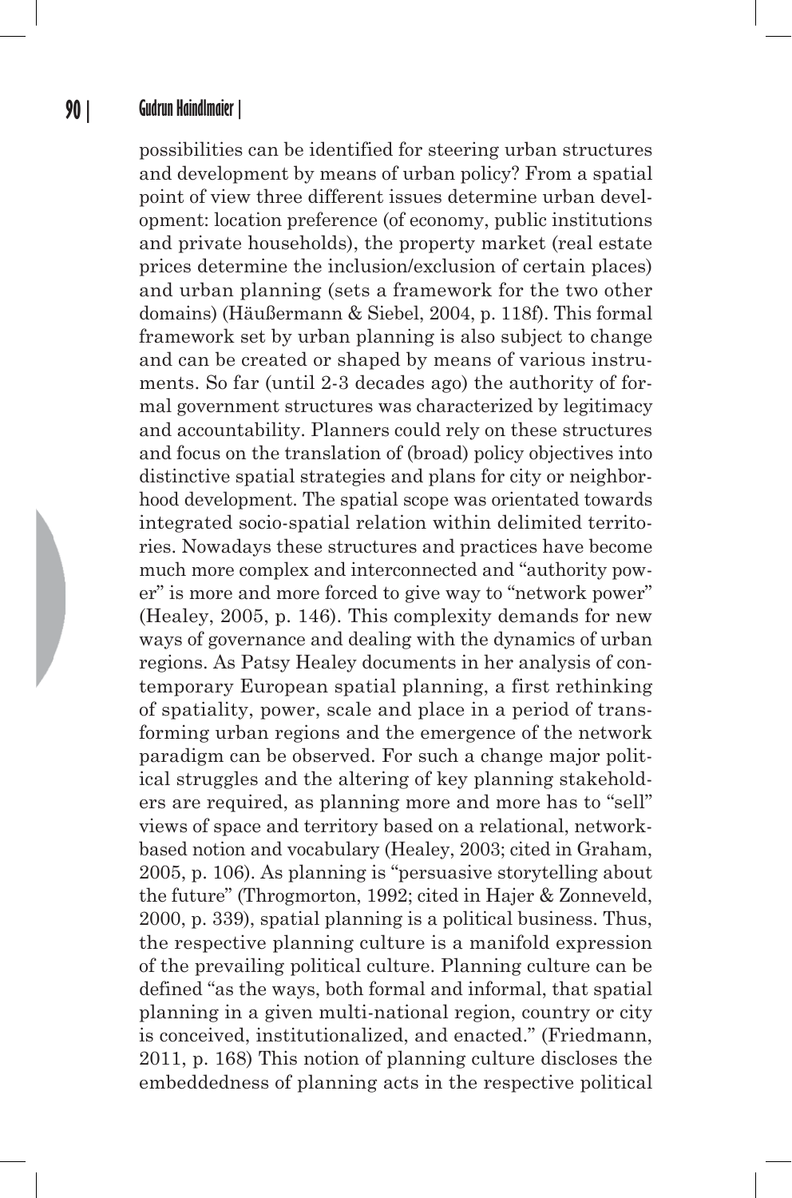possibilities can be identified for steering urban structures and development by means of urban policy? From a spatial point of view three different issues determine urban development: location preference (of economy, public institutions and private households), the property market (real estate prices determine the inclusion/exclusion of certain places) and urban planning (sets a framework for the two other domains) (Häußermann & Siebel, 2004, p. 118f). This formal framework set by urban planning is also subject to change and can be created or shaped by means of various instruments. So far (until 2-3 decades ago) the authority of formal government structures was characterized by legitimacy and accountability. Planners could rely on these structures and focus on the translation of (broad) policy objectives into distinctive spatial strategies and plans for city or neighborhood development. The spatial scope was orientated towards integrated socio-spatial relation within delimited territories. Nowadays these structures and practices have become much more complex and interconnected and "authority power" is more and more forced to give way to "network power" (Healey, 2005, p. 146). This complexity demands for new ways of governance and dealing with the dynamics of urban regions. As Patsy Healey documents in her analysis of contemporary European spatial planning, a first rethinking of spatiality, power, scale and place in a period of transforming urban regions and the emergence of the network paradigm can be observed. For such a change major political struggles and the altering of key planning stakeholders are required, as planning more and more has to "sell" views of space and territory based on a relational, network-based notion and vocabulary (Healey, 2003; cited in Graham, 2005, p. 106). As planning is "persuasive storytelling about the future" (Throgmorton, 1992; cited in Hajer & Zonneveld, 2000, p. 339), spatial planning is a political business. Thus, the respective planning culture is a manifold expression of the prevailing political culture. Planning culture can be defined "as the ways, both formal and informal, that spatial planning in a given multi-national region, country or city is conceived, institutionalized, and enacted." (Friedmann, 2011, p. 168) This notion of planning culture discloses the embeddedness of planning acts in the respective political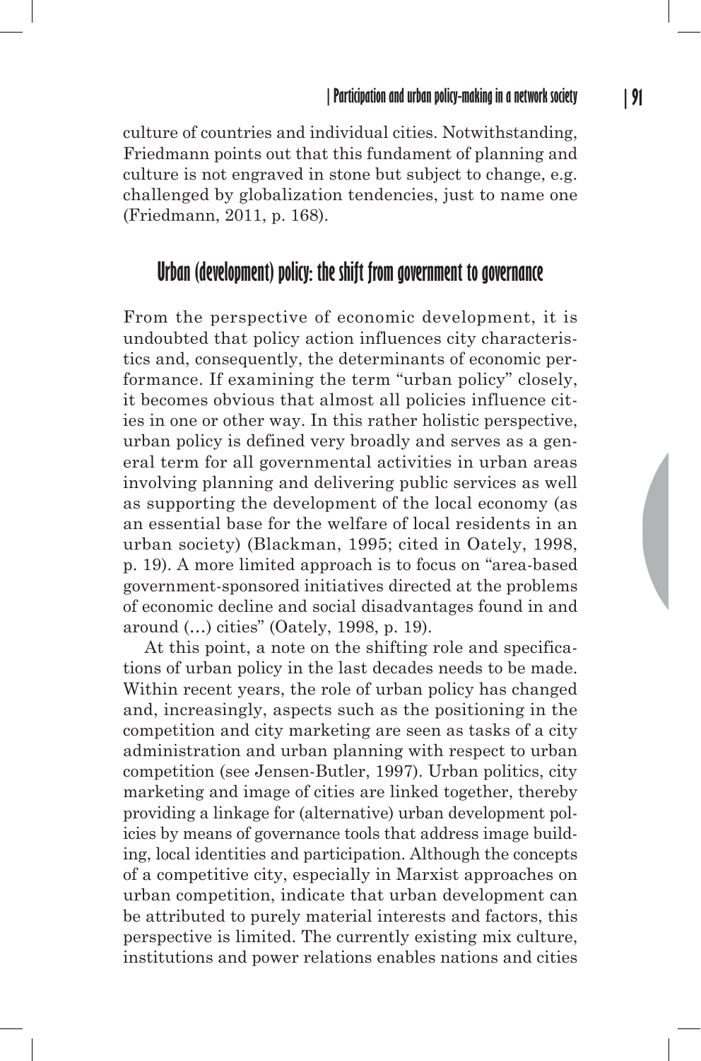culture of countries and individual cities. Notwithstanding, Friedmann points out that this fundament of planning and culture is not engraved in stone but subject to change, e.g. challenged by globalization tendencies, just to name one (Friedmann, 2011, p. 168).

## Urban (development) policy: the shift from government to governance

From the perspective of economic development, it is undoubted that policy action influences city characteristics and, consequently, the determinants of economic performance. If examining the term "urban policy" closely, it becomes obvious that almost all policies influence cities in one or other way. In this rather holistic perspective, urban policy is defined very broadly and serves as a general term for all governmental activities in urban areas involving planning and delivering public services as well as supporting the development of the local economy (as an essential base for the welfare of local residents in an urban society) (Blackman, 1995; cited in Oately, 1998, p. 19). A more limited approach is to focus on "area-based government-sponsored initiatives directed at the problems of economic decline and social disadvantages found in and around (…) cities" (Oately, 1998, p. 19).

At this point, a note on the shifting role and specifications of urban policy in the last decades needs to be made. Within recent years, the role of urban policy has changed and, increasingly, aspects such as the positioning in the competition and city marketing are seen as tasks of a city administration and urban planning with respect to urban competition (see Jensen-Butler, 1997). Urban politics, city marketing and image of cities are linked together, thereby providing a linkage for (alternative) urban development policies by means of governance tools that address image building, local identities and participation. Although the concepts of a competitive city, especially in Marxist approaches on urban competition, indicate that urban development can be attributed to purely material interests and factors, this perspective is limited. The currently existing mix culture, institutions and power relations enables nations and cities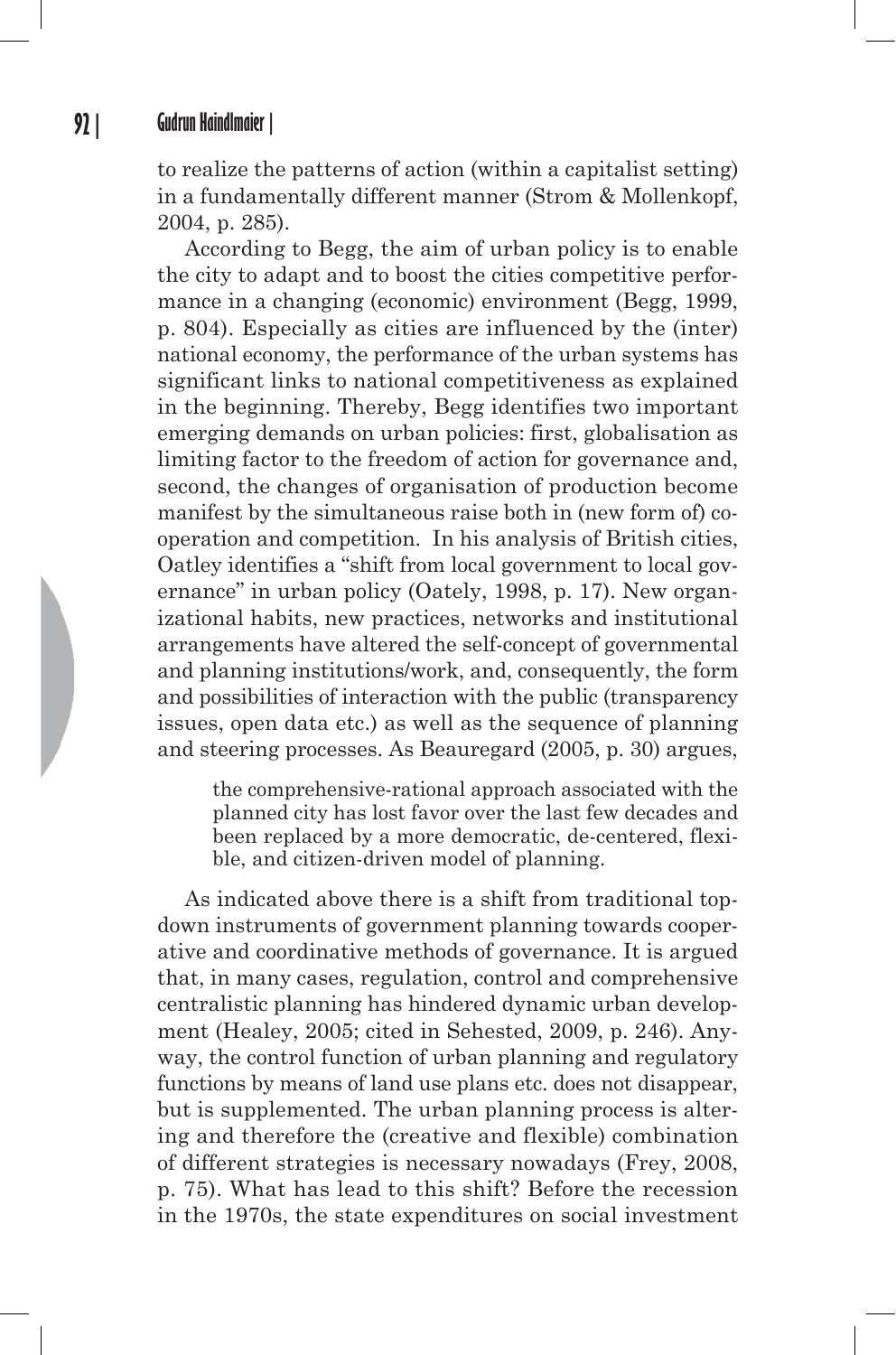to realize the patterns of action (within a capitalist setting) in a fundamentally different manner (Strom & Mollenkopf, 2004, p. 285).

According to Begg, the aim of urban policy is to enable the city to adapt and to boost the cities competitive performance in a changing (economic) environment (Begg, 1999, p. 804). Especially as cities are influenced by the (inter) national economy, the performance of the urban systems has significant links to national competitiveness as explained in the beginning. Thereby, Begg identifies two important emerging demands on urban policies: first, globalisation as limiting factor to the freedom of action for governance and, second, the changes of organisation of production become manifest by the simultaneous raise both in (new form of) cooperation and competition. In his analysis of British cities, Oatley identifies a "shift from local government to local governance" in urban policy (Oately, 1998, p. 17). New organizational habits, new practices, networks and institutional arrangements have altered the self-concept of governmental and planning institutions/work, and, consequently, the form and possibilities of interaction with the public (transparency issues, open data etc.) as well as the sequence of planning and steering processes. As Beauregard (2005, p. 30) argues,

> the comprehensive-rational approach associated with the planned city has lost favor over the last few decades and been replaced by a more democratic, de-centered, flexible, and citizen-driven model of planning.

As indicated above there is a shift from traditional top-down instruments of government planning towards cooperative and coordinative methods of governance. It is argued that, in many cases, regulation, control and comprehensive centralistic planning has hindered dynamic urban development (Healey, 2005; cited in Sehested, 2009, p. 246). Anyway, the control function of urban planning and regulatory functions by means of land use plans etc. does not disappear, but is supplemented. The urban planning process is altering and therefore the (creative and flexible) combination of different strategies is necessary nowadays (Frey, 2008, p. 75). What has lead to this shift? Before the recession in the 1970s, the state expenditures on social investment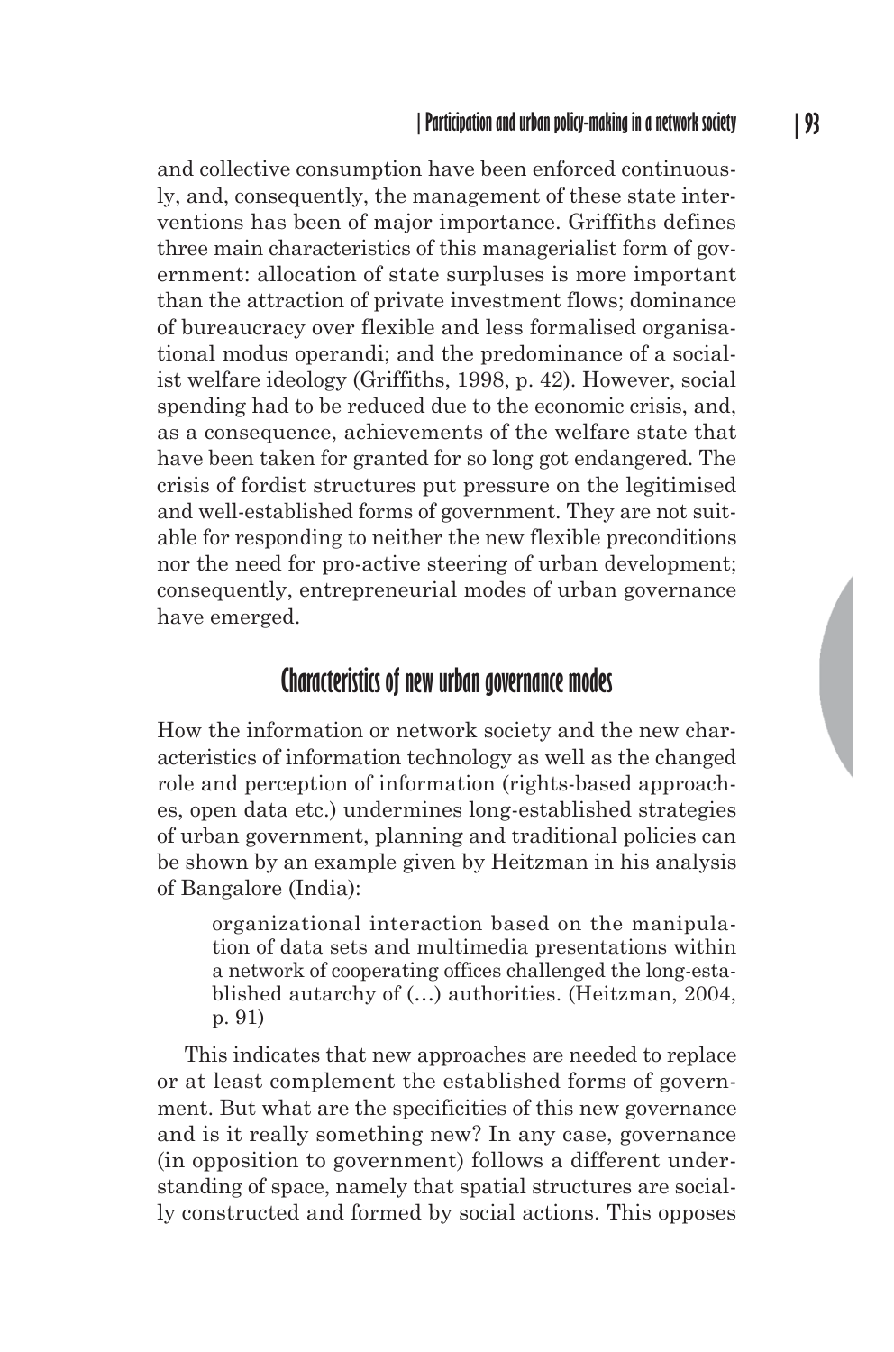and collective consumption have been enforced continuously, and, consequently, the management of these state interventions has been of major importance. Griffiths defines three main characteristics of this managerialist form of government: allocation of state surpluses is more important than the attraction of private investment flows; dominance of bureaucracy over flexible and less formalised organisational modus operandi; and the predominance of a socialist welfare ideology (Griffiths, 1998, p. 42). However, social spending had to be reduced due to the economic crisis, and, as a consequence, achievements of the welfare state that have been taken for granted for so long got endangered. The crisis of fordist structures put pressure on the legitimised and well-established forms of government. They are not suitable for responding to neither the new flexible preconditions nor the need for pro-active steering of urban development; consequently, entrepreneurial modes of urban governance have emerged.

## Characteristics of new urban governance modes

How the information or network society and the new characteristics of information technology as well as the changed role and perception of information (rights-based approaches, open data etc.) undermines long-established strategies of urban government, planning and traditional policies can be shown by an example given by Heitzman in his analysis of Bangalore (India):

> organizational interaction based on the manipulation of data sets and multimedia presentations within a network of cooperating offices challenged the long-established autarchy of (…) authorities. (Heitzman, 2004, p. 91)

This indicates that new approaches are needed to replace or at least complement the established forms of government. But what are the specificities of this new governance and is it really something new? In any case, governance (in opposition to government) follows a different understanding of space, namely that spatial structures are socially constructed and formed by social actions. This opposes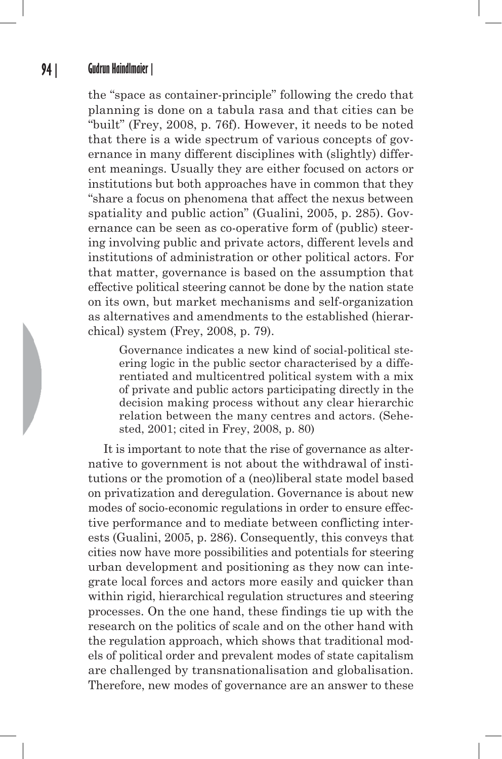the "space as container-principle" following the credo that planning is done on a tabula rasa and that cities can be "built" (Frey, 2008, p. 76f). However, it needs to be noted that there is a wide spectrum of various concepts of governance in many different disciplines with (slightly) different meanings. Usually they are either focused on actors or institutions but both approaches have in common that they "share a focus on phenomena that affect the nexus between spatiality and public action" (Gualini, 2005, p. 285). Governance can be seen as co-operative form of (public) steering involving public and private actors, different levels and institutions of administration or other political actors. For that matter, governance is based on the assumption that effective political steering cannot be done by the nation state on its own, but market mechanisms and self-organization as alternatives and amendments to the established (hierarchical) system (Frey, 2008, p. 79).

> Governance indicates a new kind of social-political steering logic in the public sector characterised by a differentiated and multicentred political system with a mix of private and public actors participating directly in the decision making process without any clear hierarchic relation between the many centres and actors. (Sehested, 2001; cited in Frey, 2008, p. 80)

It is important to note that the rise of governance as alternative to government is not about the withdrawal of institutions or the promotion of a (neo)liberal state model based on privatization and deregulation. Governance is about new modes of socio-economic regulations in order to ensure effective performance and to mediate between conflicting interests (Gualini, 2005, p. 286). Consequently, this conveys that cities now have more possibilities and potentials for steering urban development and positioning as they now can integrate local forces and actors more easily and quicker than within rigid, hierarchical regulation structures and steering processes. On the one hand, these findings tie up with the research on the politics of scale and on the other hand with the regulation approach, which shows that traditional models of political order and prevalent modes of state capitalism are challenged by transnationalisation and globalisation. Therefore, new modes of governance are an answer to these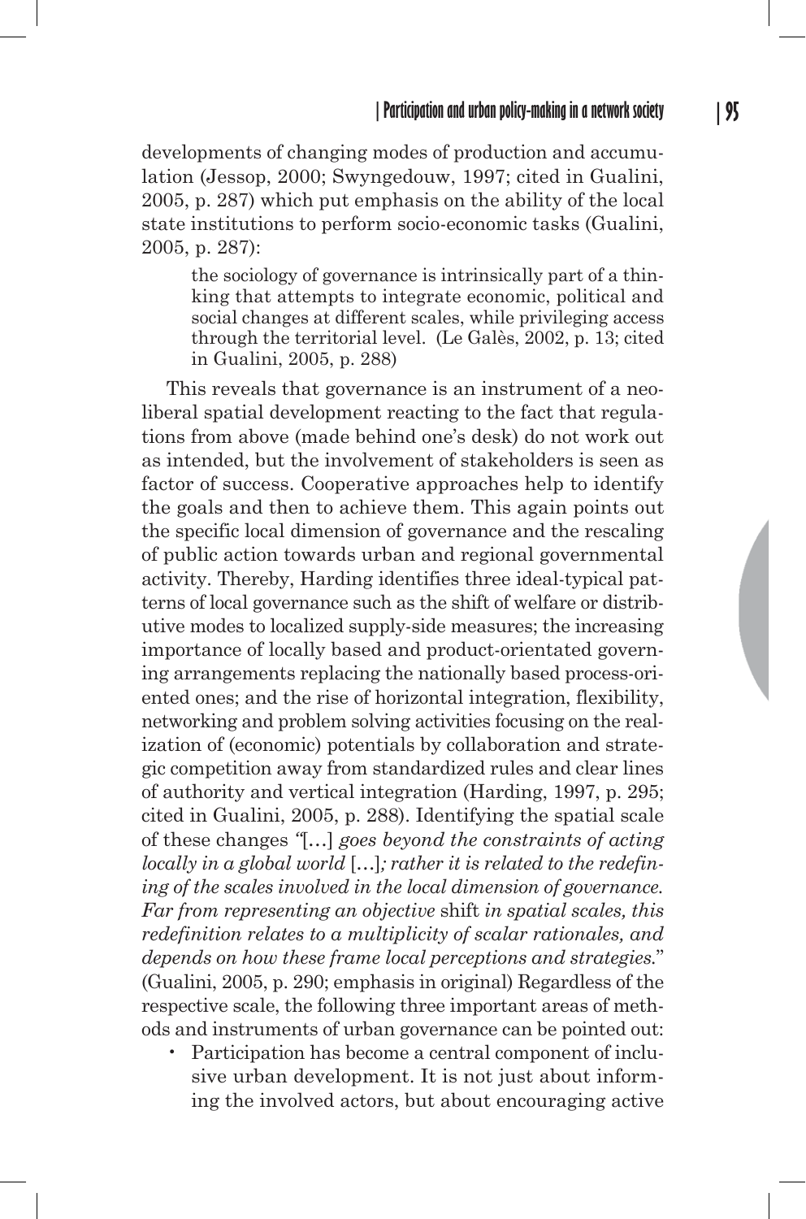developments of changing modes of production and accumulation (Jessop, 2000; Swyngedouw, 1997; cited in Gualini, 2005, p. 287) which put emphasis on the ability of the local state institutions to perform socio-economic tasks (Gualini, 2005, p. 287):

> the sociology of governance is intrinsically part of a thinking that attempts to integrate economic, political and social changes at different scales, while privileging access through the territorial level. (Le Galès, 2002, p. 13; cited in Gualini, 2005, p. 288)

This reveals that governance is an instrument of a neoliberal spatial development reacting to the fact that regulations from above (made behind one's desk) do not work out as intended, but the involvement of stakeholders is seen as factor of success. Cooperative approaches help to identify the goals and then to achieve them. This again points out the specific local dimension of governance and the rescaling of public action towards urban and regional governmental activity. Thereby, Harding identifies three ideal-typical patterns of local governance such as the shift of welfare or distributive modes to localized supply-side measures; the increasing importance of locally based and product-orientated governing arrangements replacing the nationally based process-oriented ones; and the rise of horizontal integration, flexibility, networking and problem solving activities focusing on the realization of (economic) potentials by collaboration and strategic competition away from standardized rules and clear lines of authority and vertical integration (Harding, 1997, p. 295; cited in Gualini, 2005, p. 288). Identifying the spatial scale of these changes *"[…] goes beyond the constraints of acting locally in a global world […]; rather it is related to the redefining of the scales involved in the local dimension of governance. Far from representing an objective* shift *in spatial scales, this redefinition relates to a multiplicity of scalar rationales, and depends on how these frame local perceptions and strategies."* (Gualini, 2005, p. 290; emphasis in original) Regardless of the respective scale, the following three important areas of methods and instruments of urban governance can be pointed out:

- Participation has become a central component of inclusive urban development. It is not just about informing the involved actors, but about encouraging active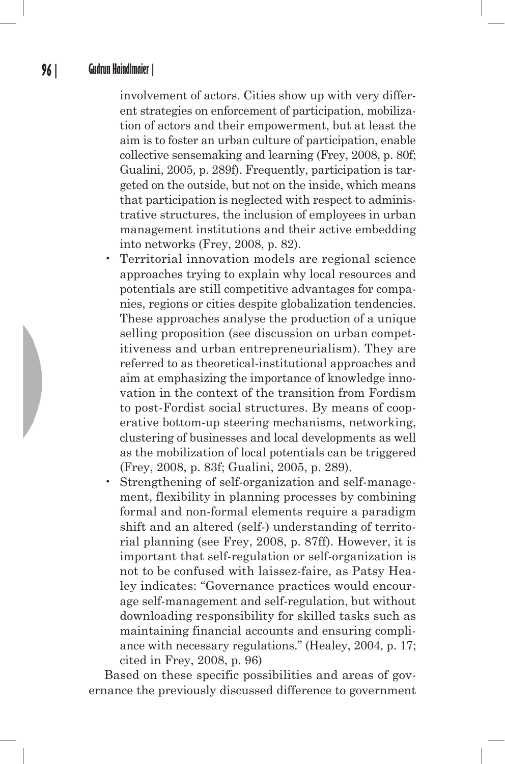involvement of actors. Cities show up with very different strategies on enforcement of participation, mobilization of actors and their empowerment, but at least the aim is to foster an urban culture of participation, enable collective sensemaking and learning (Frey, 2008, p. 80f; Gualini, 2005, p. 289f). Frequently, participation is targeted on the outside, but not on the inside, which means that participation is neglected with respect to administrative structures, the inclusion of employees in urban management institutions and their active embedding into networks (Frey, 2008, p. 82).

- Territorial innovation models are regional science approaches trying to explain why local resources and potentials are still competitive advantages for companies, regions or cities despite globalization tendencies. These approaches analyse the production of a unique selling proposition (see discussion on urban competitiveness and urban entrepreneurialism). They are referred to as theoretical-institutional approaches and aim at emphasizing the importance of knowledge innovation in the context of the transition from Fordism to post-Fordist social structures. By means of cooperative bottom-up steering mechanisms, networking, clustering of businesses and local developments as well as the mobilization of local potentials can be triggered (Frey, 2008, p. 83f; Gualini, 2005, p. 289).
- Strengthening of self-organization and self-management, flexibility in planning processes by combining formal and non-formal elements require a paradigm shift and an altered (self-) understanding of territorial planning (see Frey, 2008, p. 87ff). However, it is important that self-regulation or self-organization is not to be confused with laissez-faire, as Patsy Healey indicates: "Governance practices would encourage self-management and self-regulation, but without downloading responsibility for skilled tasks such as maintaining financial accounts and ensuring compliance with necessary regulations." (Healey, 2004, p. 17; cited in Frey, 2008, p. 96)

Based on these specific possibilities and areas of governance the previously discussed difference to government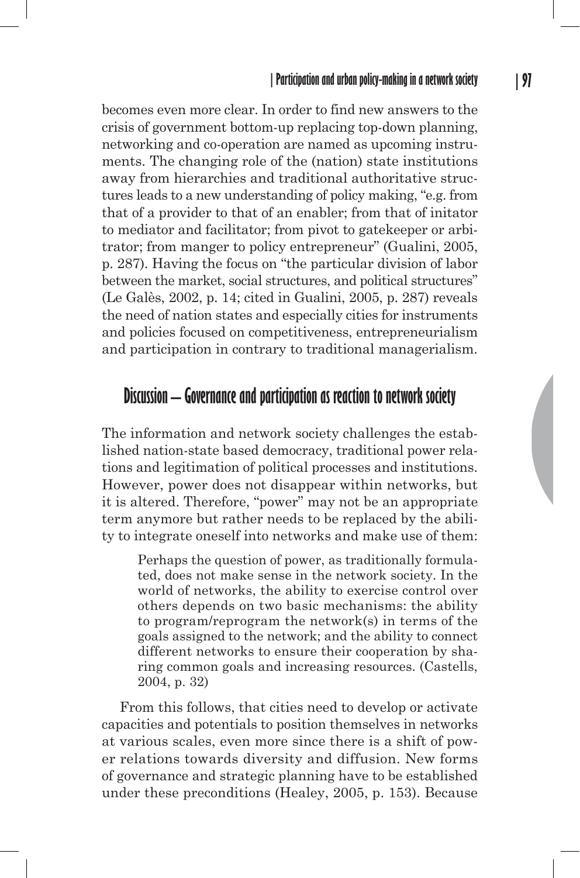becomes even more clear. In order to find new answers to the crisis of government bottom-up replacing top-down planning, networking and co-operation are named as upcoming instruments. The changing role of the (nation) state institutions away from hierarchies and traditional authoritative structures leads to a new understanding of policy making, "e.g. from that of a provider to that of an enabler; from that of initator to mediator and facilitator; from pivot to gatekeeper or arbitrator; from manger to policy entrepreneur" (Gualini, 2005, p. 287). Having the focus on "the particular division of labor between the market, social structures, and political structures" (Le Galès, 2002, p. 14; cited in Gualini, 2005, p. 287) reveals the need of nation states and especially cities for instruments and policies focused on competitiveness, entrepreneurialism and participation in contrary to traditional managerialism.

## Discussion – Governance and participation as reaction to network society

The information and network society challenges the established nation-state based democracy, traditional power relations and legitimation of political processes and institutions. However, power does not disappear within networks, but it is altered. Therefore, "power" may not be an appropriate term anymore but rather needs to be replaced by the ability to integrate oneself into networks and make use of them:

> Perhaps the question of power, as traditionally formulated, does not make sense in the network society. In the world of networks, the ability to exercise control over others depends on two basic mechanisms: the ability to program/reprogram the network(s) in terms of the goals assigned to the network; and the ability to connect different networks to ensure their cooperation by sharing common goals and increasing resources. (Castells, 2004, p. 32)

From this follows, that cities need to develop or activate capacities and potentials to position themselves in networks at various scales, even more since there is a shift of power relations towards diversity and diffusion. New forms of governance and strategic planning have to be established under these preconditions (Healey, 2005, p. 153). Because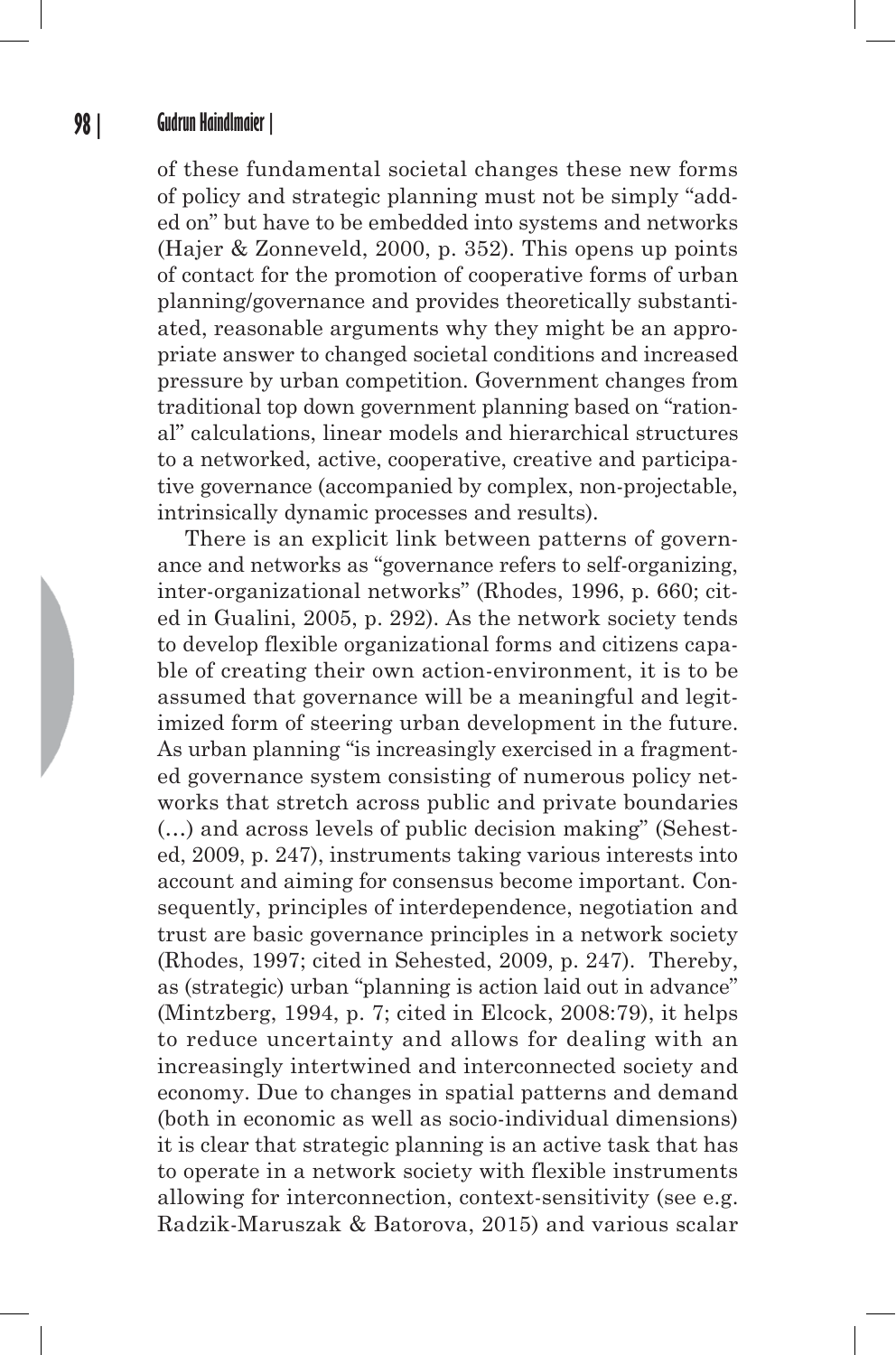of these fundamental societal changes these new forms of policy and strategic planning must not be simply "added on" but have to be embedded into systems and networks (Hajer & Zonneveld, 2000, p. 352). This opens up points of contact for the promotion of cooperative forms of urban planning/governance and provides theoretically substantiated, reasonable arguments why they might be an appropriate answer to changed societal conditions and increased pressure by urban competition. Government changes from traditional top down government planning based on "rational" calculations, linear models and hierarchical structures to a networked, active, cooperative, creative and participative governance (accompanied by complex, non-projectable, intrinsically dynamic processes and results).

There is an explicit link between patterns of governance and networks as "governance refers to self-organizing, inter-organizational networks" (Rhodes, 1996, p. 660; cited in Gualini, 2005, p. 292). As the network society tends to develop flexible organizational forms and citizens capable of creating their own action-environment, it is to be assumed that governance will be a meaningful and legitimized form of steering urban development in the future. As urban planning "is increasingly exercised in a fragmented governance system consisting of numerous policy networks that stretch across public and private boundaries (…) and across levels of public decision making" (Sehested, 2009, p. 247), instruments taking various interests into account and aiming for consensus become important. Consequently, principles of interdependence, negotiation and trust are basic governance principles in a network society (Rhodes, 1997; cited in Sehested, 2009, p. 247). Thereby, as (strategic) urban "planning is action laid out in advance" (Mintzberg, 1994, p. 7; cited in Elcock, 2008:79), it helps to reduce uncertainty and allows for dealing with an increasingly intertwined and interconnected society and economy. Due to changes in spatial patterns and demand (both in economic as well as socio-individual dimensions) it is clear that strategic planning is an active task that has to operate in a network society with flexible instruments allowing for interconnection, context-sensitivity (see e.g. Radzik-Maruszak & Batorova, 2015) and various scalar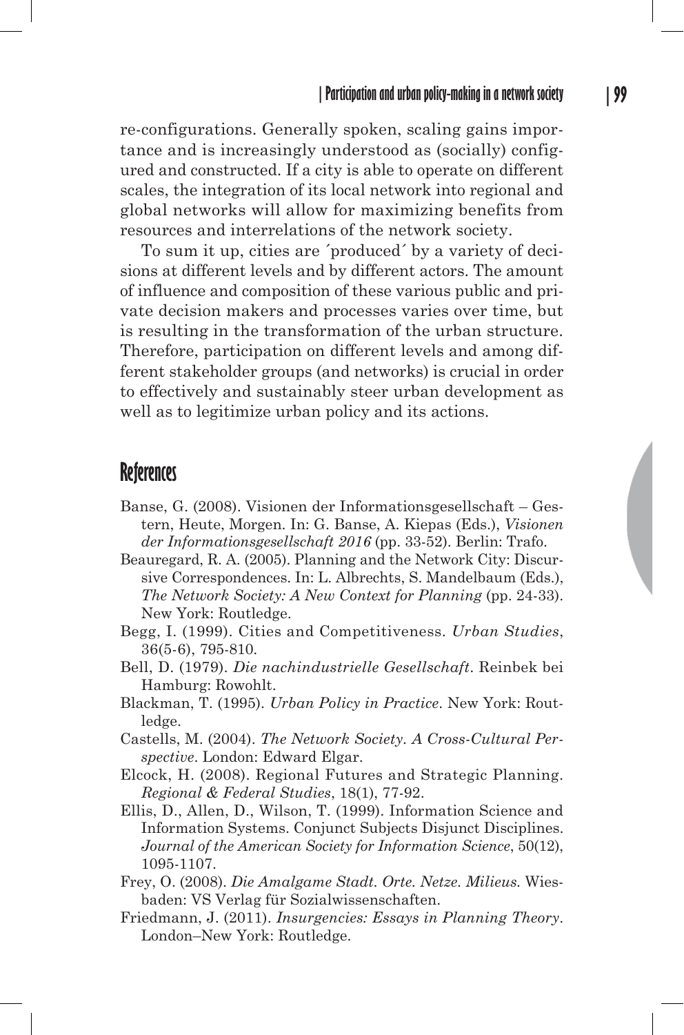re-configurations. Generally spoken, scaling gains importance and is increasingly understood as (socially) configured and constructed. If a city is able to operate on different scales, the integration of its local network into regional and global networks will allow for maximizing benefits from resources and interrelations of the network society.

To sum it up, cities are ´produced´ by a variety of decisions at different levels and by different actors. The amount of influence and composition of these various public and private decision makers and processes varies over time, but is resulting in the transformation of the urban structure. Therefore, participation on different levels and among different stakeholder groups (and networks) is crucial in order to effectively and sustainably steer urban development as well as to legitimize urban policy and its actions.

## References

Banse, G. (2008). Visionen der Informationsgesellschaft – Gestern, Heute, Morgen. In: G. Banse, A. Kiepas (Eds.), *Visionen der Informationsgesellschaft 2016* (pp. 33-52). Berlin: Trafo.

Beauregard, R. A. (2005). Planning and the Network City: Discursive Correspondences. In: L. Albrechts, S. Mandelbaum (Eds.), *The Network Society: A New Context for Planning* (pp. 24-33). New York: Routledge.

Begg, I. (1999). Cities and Competitiveness. *Urban Studies*, 36(5-6), 795-810.

Bell, D. (1979). *Die nachindustrielle Gesellschaft*. Reinbek bei Hamburg: Rowohlt.

Blackman, T. (1995). *Urban Policy in Practice*. New York: Routledge.

Castells, M. (2004). *The Network Society. A Cross-Cultural Perspective*. London: Edward Elgar.

Elcock, H. (2008). Regional Futures and Strategic Planning. *Regional & Federal Studies*, 18(1), 77-92.

Ellis, D., Allen, D., Wilson, T. (1999). Information Science and Information Systems. Conjunct Subjects Disjunct Disciplines. *Journal of the American Society for Information Science*, 50(12), 1095-1107.

Frey, O. (2008). *Die Amalgame Stadt. Orte. Netze. Milieus.* Wiesbaden: VS Verlag für Sozialwissenschaften.

Friedmann, J. (2011). *Insurgencies: Essays in Planning Theory*. London–New York: Routledge.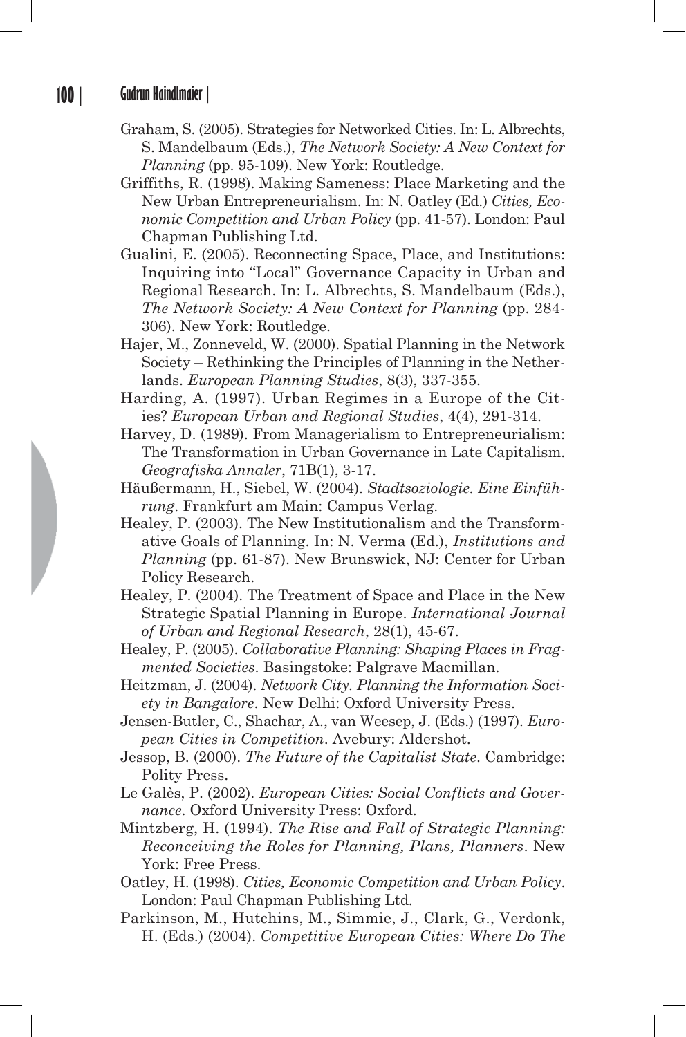Graham, S. (2005). Strategies for Networked Cities. In: L. Albrechts, S. Mandelbaum (Eds.), *The Network Society: A New Context for Planning* (pp. 95-109). New York: Routledge.

Griffiths, R. (1998). Making Sameness: Place Marketing and the New Urban Entrepreneurialism. In: N. Oatley (Ed.) *Cities, Economic Competition and Urban Policy* (pp. 41-57). London: Paul Chapman Publishing Ltd.

Gualini, E. (2005). Reconnecting Space, Place, and Institutions: Inquiring into "Local" Governance Capacity in Urban and Regional Research. In: L. Albrechts, S. Mandelbaum (Eds.), *The Network Society: A New Context for Planning* (pp. 284-306). New York: Routledge.

Hajer, M., Zonneveld, W. (2000). Spatial Planning in the Network Society – Rethinking the Principles of Planning in the Netherlands. *European Planning Studies*, 8(3), 337-355.

Harding, A. (1997). Urban Regimes in a Europe of the Cities? *European Urban and Regional Studies*, 4(4), 291-314.

Harvey, D. (1989). From Managerialism to Entrepreneurialism: The Transformation in Urban Governance in Late Capitalism. *Geografiska Annaler*, 71B(1), 3-17.

Häußermann, H., Siebel, W. (2004). *Stadtsoziologie. Eine Einführung*. Frankfurt am Main: Campus Verlag.

Healey, P. (2003). The New Institutionalism and the Transformative Goals of Planning. In: N. Verma (Ed.), *Institutions and Planning* (pp. 61-87). New Brunswick, NJ: Center for Urban Policy Research.

Healey, P. (2004). The Treatment of Space and Place in the New Strategic Spatial Planning in Europe. *International Journal of Urban and Regional Research*, 28(1), 45-67.

Healey, P. (2005). *Collaborative Planning: Shaping Places in Fragmented Societies*. Basingstoke: Palgrave Macmillan.

Heitzman, J. (2004). *Network City. Planning the Information Society in Bangalore*. New Delhi: Oxford University Press.

Jensen-Butler, C., Shachar, A., van Weesep, J. (Eds.) (1997). *European Cities in Competition*. Avebury: Aldershot.

Jessop, B. (2000). *The Future of the Capitalist State*. Cambridge: Polity Press.

Le Galès, P. (2002). *European Cities: Social Conflicts and Governance*. Oxford University Press: Oxford.

Mintzberg, H. (1994). *The Rise and Fall of Strategic Planning: Reconceiving the Roles for Planning, Plans, Planners*. New York: Free Press.

Oatley, H. (1998). *Cities, Economic Competition and Urban Policy*. London: Paul Chapman Publishing Ltd.

Parkinson, M., Hutchins, M., Simmie, J., Clark, G., Verdonk, H. (Eds.) (2004). *Competitive European Cities: Where Do The*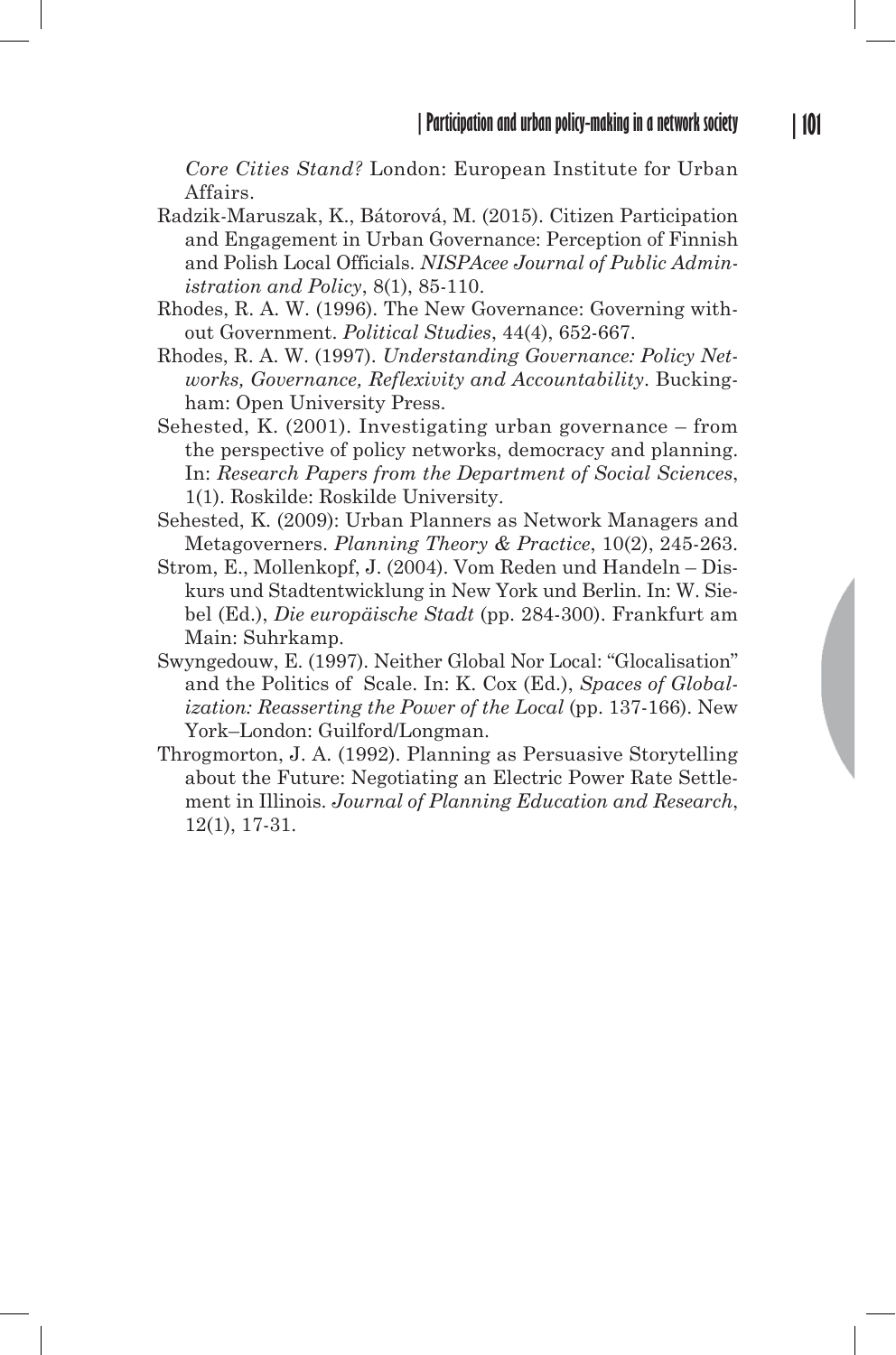*Core Cities Stand?* London: European Institute for Urban Affairs.

Radzik-Maruszak, K., Bátorová, M. (2015). Citizen Participation and Engagement in Urban Governance: Perception of Finnish and Polish Local Officials. *NISPAcee Journal of Public Administration and Policy*, 8(1), 85-110.

Rhodes, R. A. W. (1996). The New Governance: Governing without Government. *Political Studies*, 44(4), 652-667.

Rhodes, R. A. W. (1997). *Understanding Governance: Policy Networks, Governance, Reflexivity and Accountability*. Buckingham: Open University Press.

Sehested, K. (2001). Investigating urban governance – from the perspective of policy networks, democracy and planning. In: *Research Papers from the Department of Social Sciences*, 1(1). Roskilde: Roskilde University.

Sehested, K. (2009): Urban Planners as Network Managers and Metagoverners. *Planning Theory & Practice*, 10(2), 245-263.

Strom, E., Mollenkopf, J. (2004). Vom Reden und Handeln – Diskurs und Stadtentwicklung in New York und Berlin. In: W. Siebel (Ed.), *Die europäische Stadt* (pp. 284-300). Frankfurt am Main: Suhrkamp.

Swyngedouw, E. (1997). Neither Global Nor Local: "Glocalisation" and the Politics of Scale. In: K. Cox (Ed.), *Spaces of Globalization: Reasserting the Power of the Local* (pp. 137-166). New York–London: Guilford/Longman.

Throgmorton, J. A. (1992). Planning as Persuasive Storytelling about the Future: Negotiating an Electric Power Rate Settlement in Illinois. *Journal of Planning Education and Research*, 12(1), 17-31.